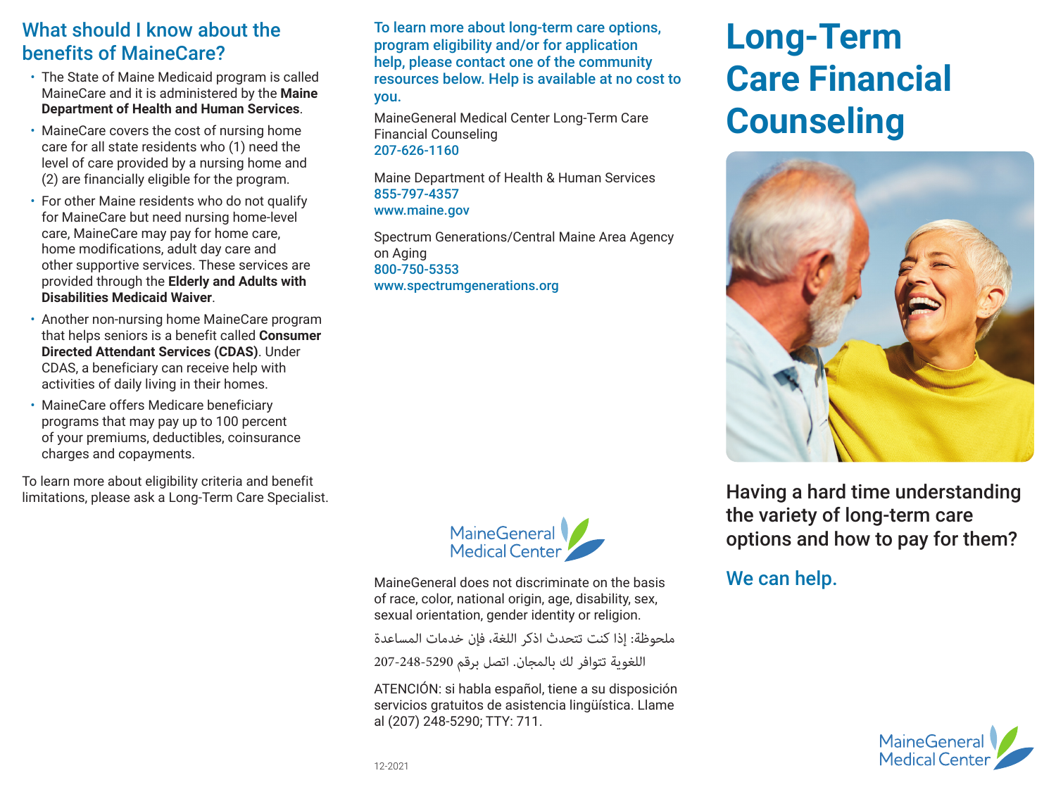## What should I know about the benefits of MaineCare?

- The State of Maine Medicaid program is called MaineCare and it is administered by the **Maine Department of Health and Human Services**.
- MaineCare covers the cost of nursing home care for all state residents who (1) need the level of care provided by a nursing home and (2) are financially eligible for the program.
- For other Maine residents who do not qualify for MaineCare but need nursing home-level care, MaineCare may pay for home care, home modifications, adult day care and other supportive services. These services are provided through the **Elderly and Adults with Disabilities Medicaid Waiver**.
- Another non-nursing home MaineCare program that helps seniors is a benefit called **Consumer Directed Attendant Services (CDAS)**. Under CDAS, a beneficiary can receive help with activities of daily living in their homes.
- MaineCare offers Medicare beneficiary programs that may pay up to 100 percent of your premiums, deductibles, coinsurance charges and copayments.

To learn more about eligibility criteria and benefit limitations, please ask a Long-Term Care Specialist.

**To learn more about long-term care options, program eligibility and/or for application help, please contact one of the community resources below. Help is available at no cost to you.**

MaineGeneral Medical Center Long-Term Care Financial Counseling
207-626-1160

Maine Department of Health & Human Services
855-797-4357
www.maine.gov

Spectrum Generations/Central Maine Area Agency on Aging
800-750-5353
www.spectrumgenerations.org

MaineGeneral Medical Center

MaineGeneral does not discriminate on the basis of race, color, national origin, age, disability, sex, sexual orientation, gender identity or religion.

ملحوظة: إذا كنت تتحدث اذكر اللغة، فإن خدمات المساعدة اللغوية تتوافر لك بالمجان. اتصل برقم 5290-248-207

ATENCIÓN: si habla español, tiene a su disposición servicios gratuitos de asistencia lingüística. Llame al (207) 248-5290; TTY: 711.

12-2021

# Long-Term Care Financial Counseling

Having a hard time understanding the variety of long-term care options and how to pay for them?

We can help.

MaineGeneral Medical Center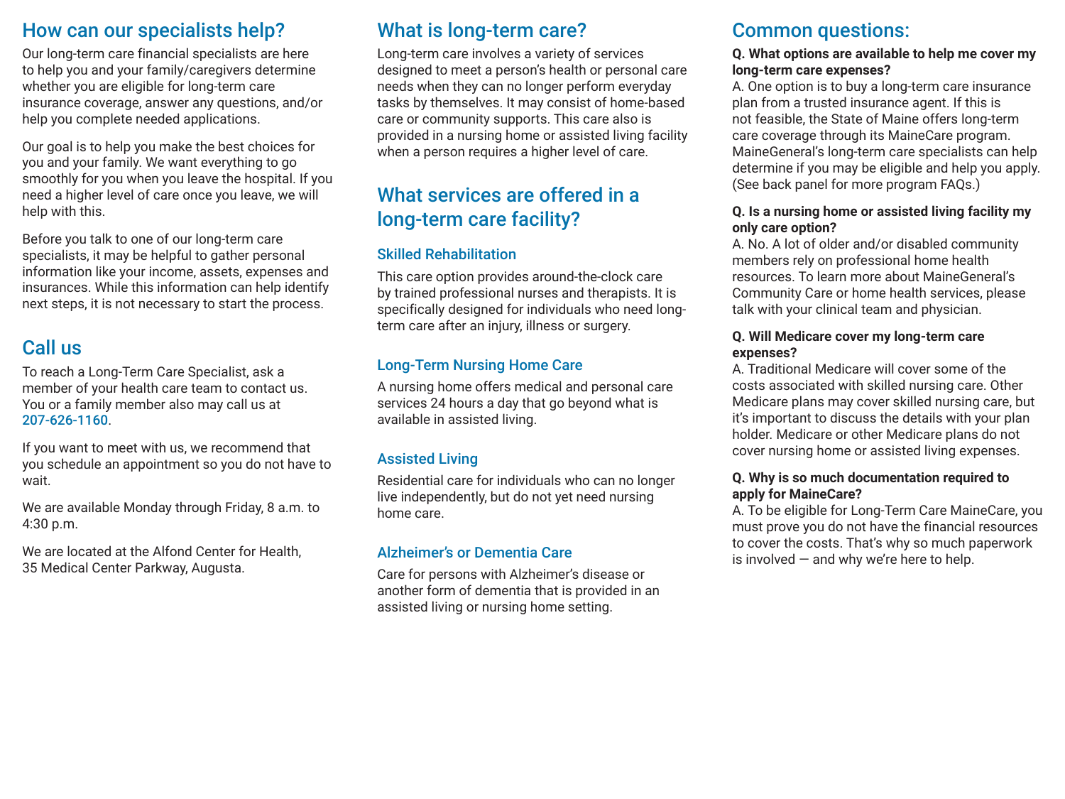## How can our specialists help?

Our long-term care financial specialists are here to help you and your family/caregivers determine whether you are eligible for long-term care insurance coverage, answer any questions, and/or help you complete needed applications.

Our goal is to help you make the best choices for you and your family. We want everything to go smoothly for you when you leave the hospital. If you need a higher level of care once you leave, we will help with this.

Before you talk to one of our long-term care specialists, it may be helpful to gather personal information like your income, assets, expenses and insurances. While this information can help identify next steps, it is not necessary to start the process.

## Call us

To reach a Long-Term Care Specialist, ask a member of your health care team to contact us. You or a family member also may call us at 207-626-1160.

If you want to meet with us, we recommend that you schedule an appointment so you do not have to wait.

We are available Monday through Friday, 8 a.m. to 4:30 p.m.

We are located at the Alfond Center for Health, 35 Medical Center Parkway, Augusta.

## What is long-term care?

Long-term care involves a variety of services designed to meet a person's health or personal care needs when they can no longer perform everyday tasks by themselves. It may consist of home-based care or community supports. This care also is provided in a nursing home or assisted living facility when a person requires a higher level of care.

## What services are offered in a long-term care facility?

### Skilled Rehabilitation

This care option provides around-the-clock care by trained professional nurses and therapists. It is specifically designed for individuals who need long-term care after an injury, illness or surgery.

### Long-Term Nursing Home Care

A nursing home offers medical and personal care services 24 hours a day that go beyond what is available in assisted living.

### Assisted Living

Residential care for individuals who can no longer live independently, but do not yet need nursing home care.

### Alzheimer's or Dementia Care

Care for persons with Alzheimer's disease or another form of dementia that is provided in an assisted living or nursing home setting.

## Common questions:

**Q. What options are available to help me cover my long-term care expenses?**

A. One option is to buy a long-term care insurance plan from a trusted insurance agent. If this is not feasible, the State of Maine offers long-term care coverage through its MaineCare program. MaineGeneral's long-term care specialists can help determine if you may be eligible and help you apply. (See back panel for more program FAQs.)

**Q. Is a nursing home or assisted living facility my only care option?**

A. No. A lot of older and/or disabled community members rely on professional home health resources. To learn more about MaineGeneral's Community Care or home health services, please talk with your clinical team and physician.

**Q. Will Medicare cover my long-term care expenses?**

A. Traditional Medicare will cover some of the costs associated with skilled nursing care. Other Medicare plans may cover skilled nursing care, but it's important to discuss the details with your plan holder. Medicare or other Medicare plans do not cover nursing home or assisted living expenses.

**Q. Why is so much documentation required to apply for MaineCare?**

A. To be eligible for Long-Term Care MaineCare, you must prove you do not have the financial resources to cover the costs. That's why so much paperwork is involved — and why we're here to help.